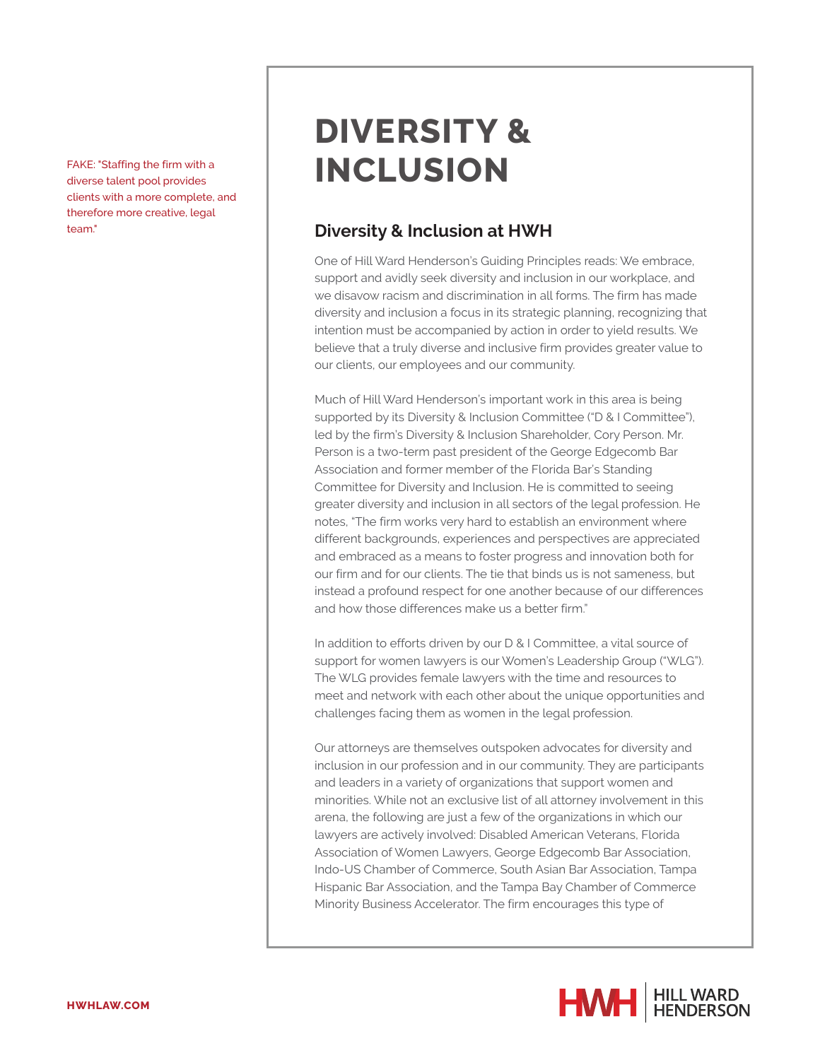FAKE: "Staffing the firm with a diverse talent pool provides clients with a more complete, and therefore more creative, legal team."

# DIVERSITY & INCLUSION

## Diversity & Inclusion at HWH

One of Hill Ward Henderson's Guiding Principles reads: We embrace, support and avidly seek diversity and inclusion in our workplace, and we disavow racism and discrimination in all forms. The firm has made diversity and inclusion a focus in its strategic planning, recognizing that intention must be accompanied by action in order to yield results. We believe that a truly diverse and inclusive firm provides greater value to our clients, our employees and our community.

Much of Hill Ward Henderson's important work in this area is being supported by its Diversity & Inclusion Committee ("D & I Committee"), led by the firm's Diversity & Inclusion Shareholder, Cory Person. Mr. Person is a two-term past president of the George Edgecomb Bar Association and former member of the Florida Bar's Standing Committee for Diversity and Inclusion. He is committed to seeing greater diversity and inclusion in all sectors of the legal profession. He notes, "The firm works very hard to establish an environment where different backgrounds, experiences and perspectives are appreciated and embraced as a means to foster progress and innovation both for our firm and for our clients. The tie that binds us is not sameness, but instead a profound respect for one another because of our differences and how those differences make us a better firm."

In addition to efforts driven by our D & I Committee, a vital source of support for women lawyers is our Women's Leadership Group ("WLG"). The WLG provides female lawyers with the time and resources to meet and network with each other about the unique opportunities and challenges facing them as women in the legal profession.

Our attorneys are themselves outspoken advocates for diversity and inclusion in our profession and in our community. They are participants and leaders in a variety of organizations that support women and minorities. While not an exclusive list of all attorney involvement in this arena, the following are just a few of the organizations in which our lawyers are actively involved: Disabled American Veterans, Florida Association of Women Lawyers, George Edgecomb Bar Association, Indo-US Chamber of Commerce, South Asian Bar Association, Tampa Hispanic Bar Association, and the Tampa Bay Chamber of Commerce Minority Business Accelerator. The firm encourages this type of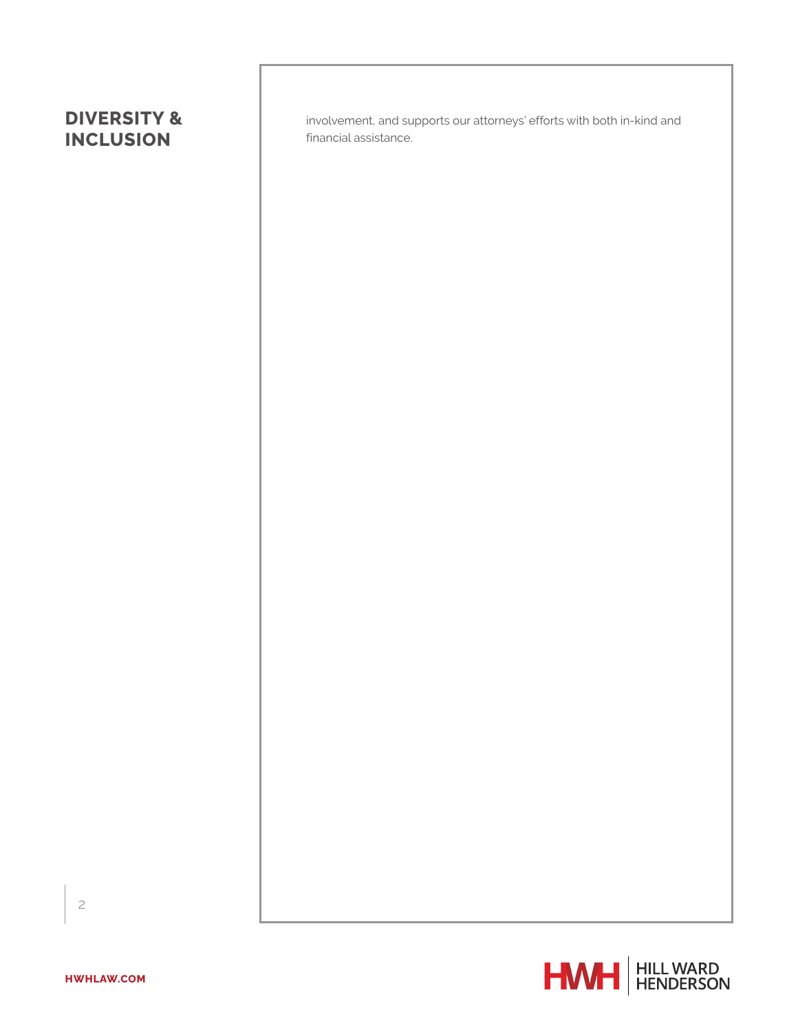## DIVERSITY & INCLUSION

involvement, and supports our attorneys' efforts with both in-kind and financial assistance.